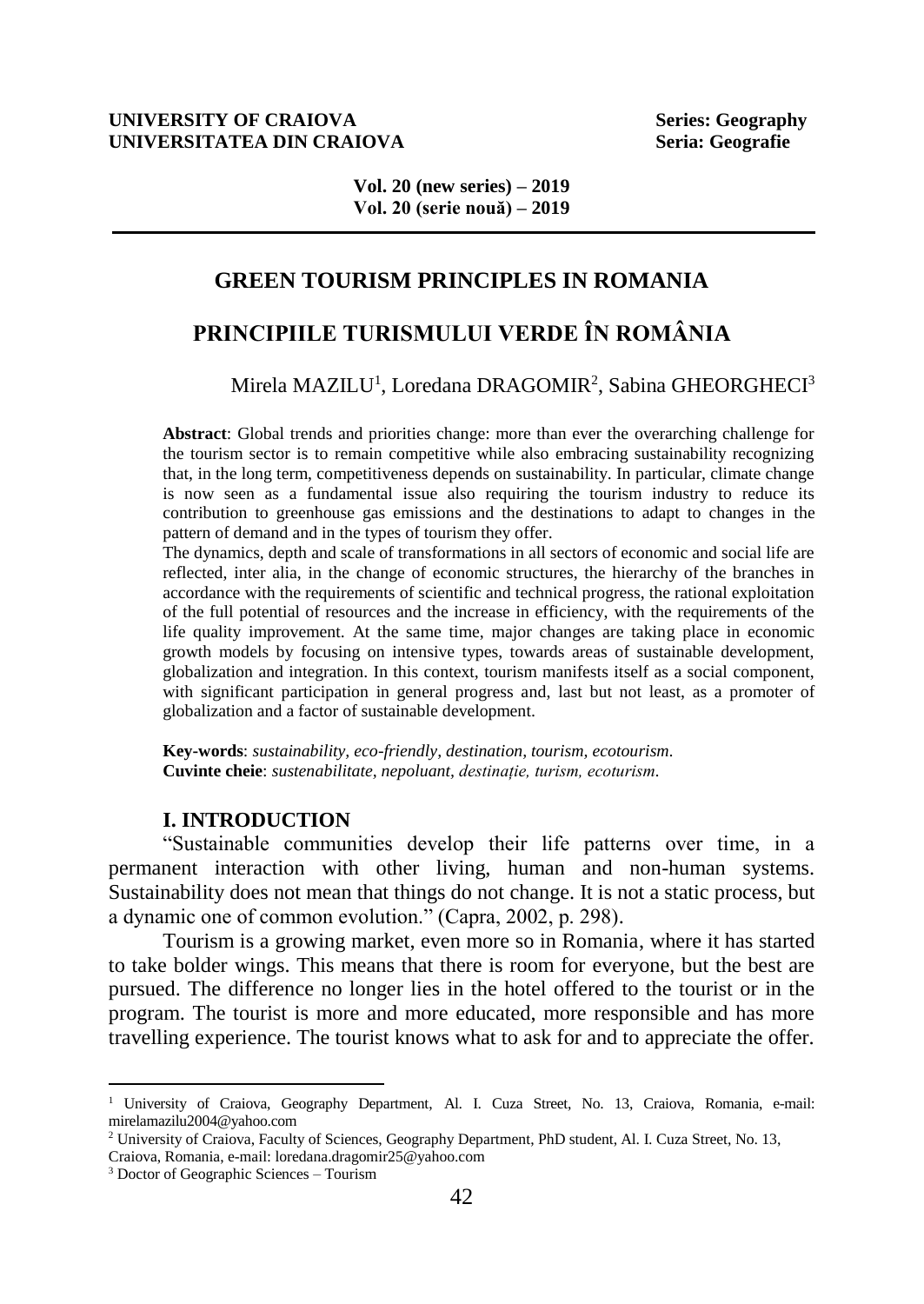# GREEN TOURISM PRINCIPLES IN ROMANIA

# PRINCIPIILE TURISMULUI VERDE ÎN ROMÂNIA

Mirela MAZILU[1], Loredana DRAGOMIR[2], Sabina GHEORGHECI[3]

**Abstract**: Global trends and priorities change: more than ever the overarching challenge for the tourism sector is to remain competitive while also embracing sustainability recognizing that, in the long term, competitiveness depends on sustainability. In particular, climate change is now seen as a fundamental issue also requiring the tourism industry to reduce its contribution to greenhouse gas emissions and the destinations to adapt to changes in the pattern of demand and in the types of tourism they offer.

The dynamics, depth and scale of transformations in all sectors of economic and social life are reflected, inter alia, in the change of economic structures, the hierarchy of the branches in accordance with the requirements of scientific and technical progress, the rational exploitation of the full potential of resources and the increase in efficiency, with the requirements of the life quality improvement. At the same time, major changes are taking place in economic growth models by focusing on intensive types, towards areas of sustainable development, globalization and integration. In this context, tourism manifests itself as a social component, with significant participation in general progress and, last but not least, as a promoter of globalization and a factor of sustainable development.

**Key-words**: *sustainability, eco-friendly, destination, tourism, ecotourism.*
**Cuvinte cheie**: *sustenabilitate, nepoluant, destinație, turism, ecoturism.*

## I. INTRODUCTION

"Sustainable communities develop their life patterns over time, in a permanent interaction with other living, human and non-human systems. Sustainability does not mean that things do not change. It is not a static process, but a dynamic one of common evolution." (Capra, 2002, p. 298).

Tourism is a growing market, even more so in Romania, where it has started to take bolder wings. This means that there is room for everyone, but the best are pursued. The difference no longer lies in the hotel offered to the tourist or in the program. The tourist is more and more educated, more responsible and has more travelling experience. The tourist knows what to ask for and to appreciate the offer.

---

[1] University of Craiova, Geography Department, Al. I. Cuza Street, No. 13, Craiova, Romania, e-mail: mirelamazilu2004@yahoo.com

[2] University of Craiova, Faculty of Sciences, Geography Department, PhD student, Al. I. Cuza Street, No. 13, Craiova, Romania, e-mail: loredana.dragomir25@yahoo.com

[3] Doctor of Geographic Sciences – Tourism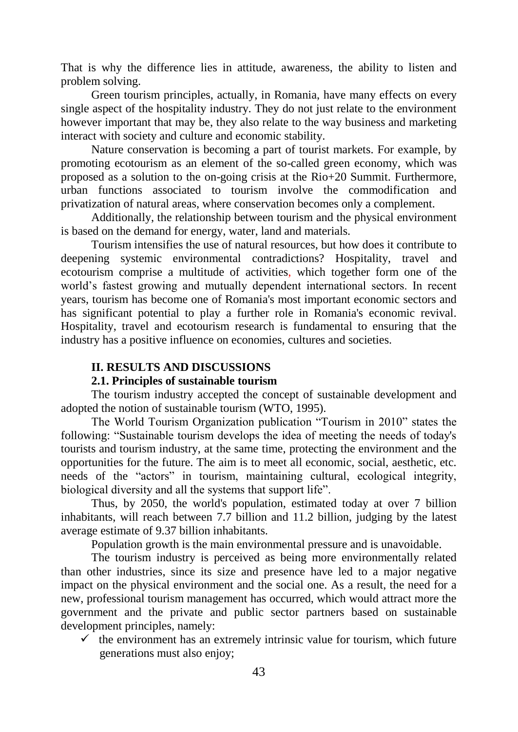That is why the difference lies in attitude, awareness, the ability to listen and problem solving.

Green tourism principles, actually, in Romania, have many effects on every single aspect of the hospitality industry. They do not just relate to the environment however important that may be, they also relate to the way business and marketing interact with society and culture and economic stability.

Nature conservation is becoming a part of tourist markets. For example, by promoting ecotourism as an element of the so-called green economy, which was proposed as a solution to the on-going crisis at the Rio+20 Summit. Furthermore, urban functions associated to tourism involve the commodification and privatization of natural areas, where conservation becomes only a complement.

Additionally, the relationship between tourism and the physical environment is based on the demand for energy, water, land and materials.

Tourism intensifies the use of natural resources, but how does it contribute to deepening systemic environmental contradictions? Hospitality, travel and ecotourism comprise a multitude of activities, which together form one of the world's fastest growing and mutually dependent international sectors. In recent years, tourism has become one of Romania's most important economic sectors and has significant potential to play a further role in Romania's economic revival. Hospitality, travel and ecotourism research is fundamental to ensuring that the industry has a positive influence on economies, cultures and societies.

## II. RESULTS AND DISCUSSIONS

### 2.1. Principles of sustainable tourism

The tourism industry accepted the concept of sustainable development and adopted the notion of sustainable tourism (WTO, 1995).

The World Tourism Organization publication "Tourism in 2010" states the following: "Sustainable tourism develops the idea of meeting the needs of today's tourists and tourism industry, at the same time, protecting the environment and the opportunities for the future. The aim is to meet all economic, social, aesthetic, etc. needs of the "actors" in tourism, maintaining cultural, ecological integrity, biological diversity and all the systems that support life".

Thus, by 2050, the world's population, estimated today at over 7 billion inhabitants, will reach between 7.7 billion and 11.2 billion, judging by the latest average estimate of 9.37 billion inhabitants.

Population growth is the main environmental pressure and is unavoidable.

The tourism industry is perceived as being more environmentally related than other industries, since its size and presence have led to a major negative impact on the physical environment and the social one. As a result, the need for a new, professional tourism management has occurred, which would attract more the government and the private and public sector partners based on sustainable development principles, namely:

- ✓ the environment has an extremely intrinsic value for tourism, which future generations must also enjoy;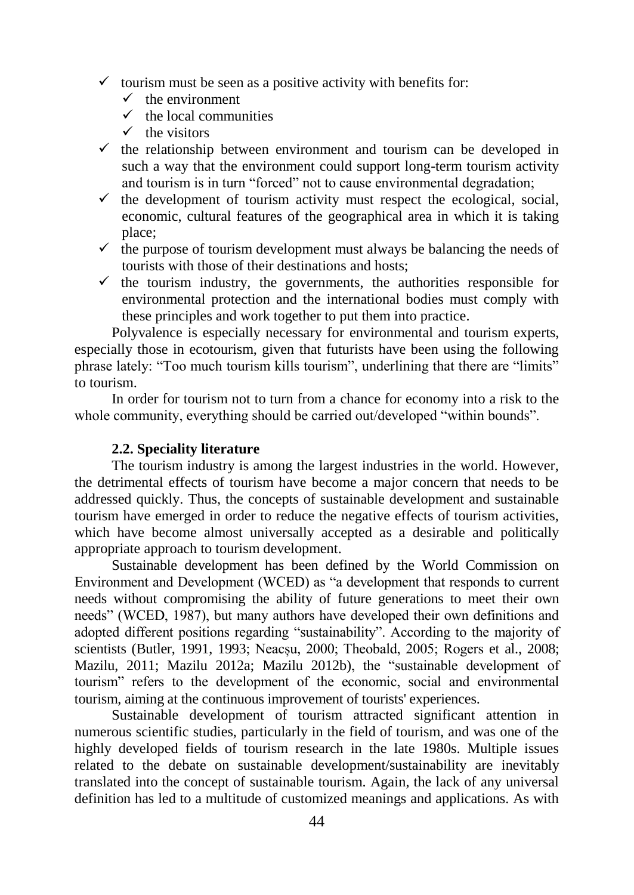- tourism must be seen as a positive activity with benefits for:
  - the environment
  - the local communities
  - the visitors
- the relationship between environment and tourism can be developed in such a way that the environment could support long-term tourism activity and tourism is in turn "forced" not to cause environmental degradation;
- the development of tourism activity must respect the ecological, social, economic, cultural features of the geographical area in which it is taking place;
- the purpose of tourism development must always be balancing the needs of tourists with those of their destinations and hosts;
- the tourism industry, the governments, the authorities responsible for environmental protection and the international bodies must comply with these principles and work together to put them into practice.

Polyvalence is especially necessary for environmental and tourism experts, especially those in ecotourism, given that futurists have been using the following phrase lately: "Too much tourism kills tourism", underlining that there are "limits" to tourism.

In order for tourism not to turn from a chance for economy into a risk to the whole community, everything should be carried out/developed "within bounds".

### 2.2. Speciality literature

The tourism industry is among the largest industries in the world. However, the detrimental effects of tourism have become a major concern that needs to be addressed quickly. Thus, the concepts of sustainable development and sustainable tourism have emerged in order to reduce the negative effects of tourism activities, which have become almost universally accepted as a desirable and politically appropriate approach to tourism development.

Sustainable development has been defined by the World Commission on Environment and Development (WCED) as "a development that responds to current needs without compromising the ability of future generations to meet their own needs" (WCED, 1987), but many authors have developed their own definitions and adopted different positions regarding "sustainability". According to the majority of scientists (Butler, 1991, 1993; Neacșu, 2000; Theobald, 2005; Rogers et al., 2008; Mazilu, 2011; Mazilu 2012a; Mazilu 2012b), the "sustainable development of tourism" refers to the development of the economic, social and environmental tourism, aiming at the continuous improvement of tourists' experiences.

Sustainable development of tourism attracted significant attention in numerous scientific studies, particularly in the field of tourism, and was one of the highly developed fields of tourism research in the late 1980s. Multiple issues related to the debate on sustainable development/sustainability are inevitably translated into the concept of sustainable tourism. Again, the lack of any universal definition has led to a multitude of customized meanings and applications. As with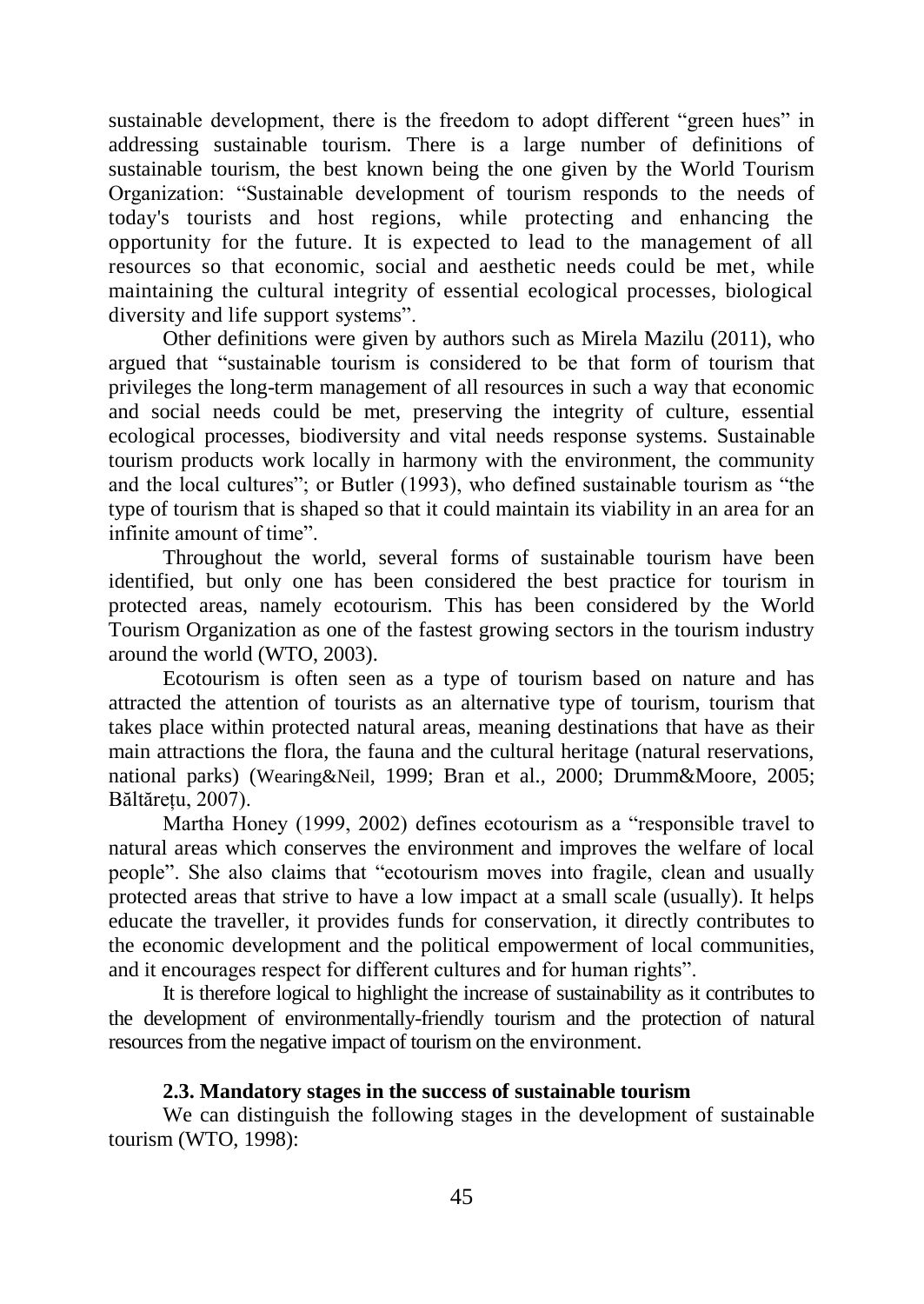sustainable development, there is the freedom to adopt different "green hues" in addressing sustainable tourism. There is a large number of definitions of sustainable tourism, the best known being the one given by the World Tourism Organization: "Sustainable development of tourism responds to the needs of today's tourists and host regions, while protecting and enhancing the opportunity for the future. It is expected to lead to the management of all resources so that economic, social and aesthetic needs could be met, while maintaining the cultural integrity of essential ecological processes, biological diversity and life support systems".

Other definitions were given by authors such as Mirela Mazilu (2011), who argued that "sustainable tourism is considered to be that form of tourism that privileges the long-term management of all resources in such a way that economic and social needs could be met, preserving the integrity of culture, essential ecological processes, biodiversity and vital needs response systems. Sustainable tourism products work locally in harmony with the environment, the community and the local cultures"; or Butler (1993), who defined sustainable tourism as "the type of tourism that is shaped so that it could maintain its viability in an area for an infinite amount of time".

Throughout the world, several forms of sustainable tourism have been identified, but only one has been considered the best practice for tourism in protected areas, namely ecotourism. This has been considered by the World Tourism Organization as one of the fastest growing sectors in the tourism industry around the world (WTO, 2003).

Ecotourism is often seen as a type of tourism based on nature and has attracted the attention of tourists as an alternative type of tourism, tourism that takes place within protected natural areas, meaning destinations that have as their main attractions the flora, the fauna and the cultural heritage (natural reservations, national parks) (Wearing&Neil, 1999; Bran et al., 2000; Drumm&Moore, 2005; Băltărețu, 2007).

Martha Honey (1999, 2002) defines ecotourism as a "responsible travel to natural areas which conserves the environment and improves the welfare of local people". She also claims that "ecotourism moves into fragile, clean and usually protected areas that strive to have a low impact at a small scale (usually). It helps educate the traveller, it provides funds for conservation, it directly contributes to the economic development and the political empowerment of local communities, and it encourages respect for different cultures and for human rights".

It is therefore logical to highlight the increase of sustainability as it contributes to the development of environmentally-friendly tourism and the protection of natural resources from the negative impact of tourism on the environment.

### 2.3. Mandatory stages in the success of sustainable tourism

We can distinguish the following stages in the development of sustainable tourism (WTO, 1998):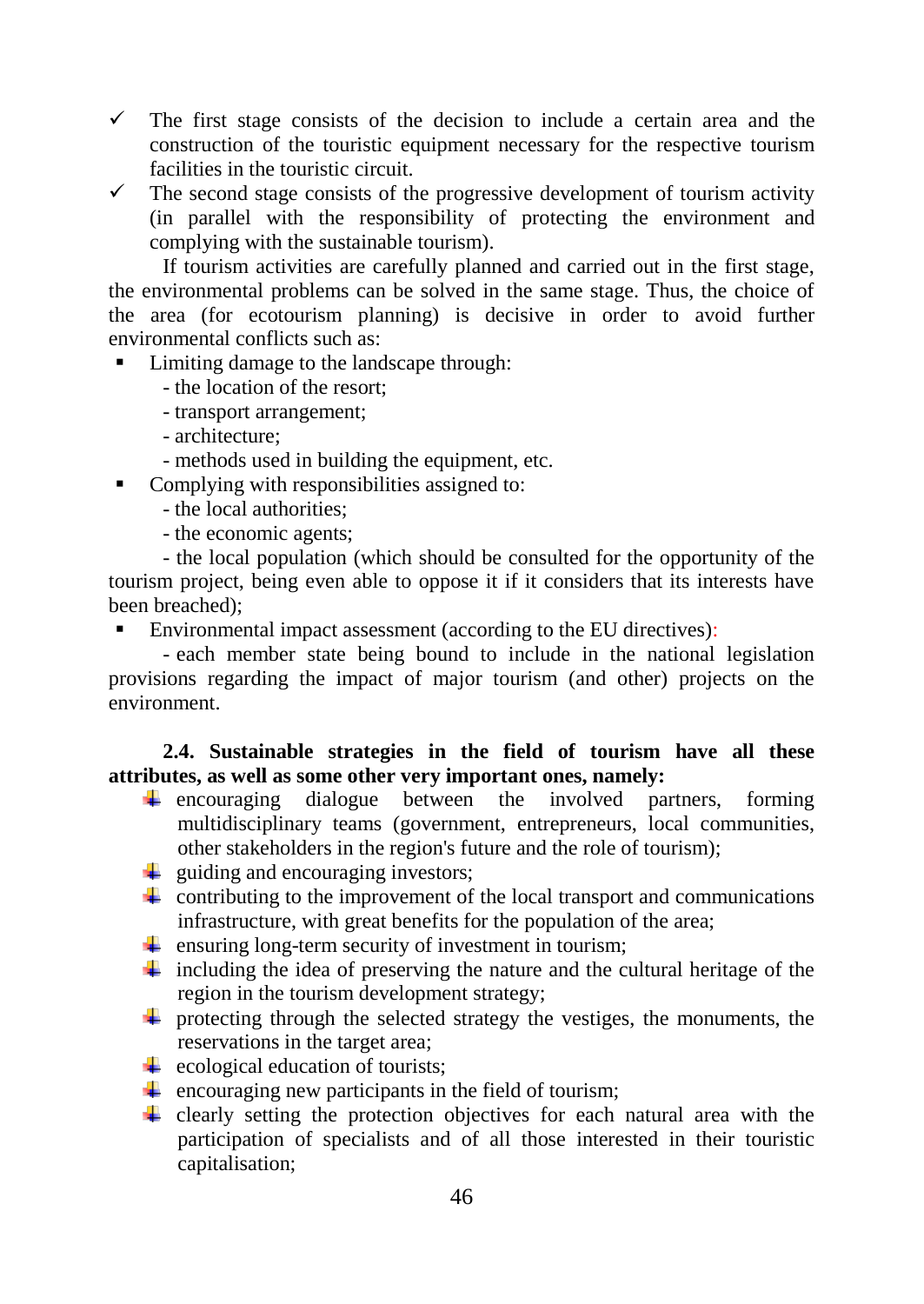- The first stage consists of the decision to include a certain area and the construction of the touristic equipment necessary for the respective tourism facilities in the touristic circuit.
- The second stage consists of the progressive development of tourism activity (in parallel with the responsibility of protecting the environment and complying with the sustainable tourism).

If tourism activities are carefully planned and carried out in the first stage, the environmental problems can be solved in the same stage. Thus, the choice of the area (for ecotourism planning) is decisive in order to avoid further environmental conflicts such as:

- Limiting damage to the landscape through:
  - the location of the resort;
  - transport arrangement;
  - architecture;
  - methods used in building the equipment, etc.
- Complying with responsibilities assigned to:
  - the local authorities;
  - the economic agents;
  - the local population (which should be consulted for the opportunity of the tourism project, being even able to oppose it if it considers that its interests have been breached);
- Environmental impact assessment (according to the EU directives):
  - each member state being bound to include in the national legislation provisions regarding the impact of major tourism (and other) projects on the environment.

**2.4. Sustainable strategies in the field of tourism have all these attributes, as well as some other very important ones, namely:**

- encouraging dialogue between the involved partners, forming multidisciplinary teams (government, entrepreneurs, local communities, other stakeholders in the region's future and the role of tourism);
- guiding and encouraging investors;
- contributing to the improvement of the local transport and communications infrastructure, with great benefits for the population of the area;
- ensuring long-term security of investment in tourism;
- including the idea of preserving the nature and the cultural heritage of the region in the tourism development strategy;
- protecting through the selected strategy the vestiges, the monuments, the reservations in the target area;
- ecological education of tourists;
- encouraging new participants in the field of tourism;
- clearly setting the protection objectives for each natural area with the participation of specialists and of all those interested in their touristic capitalisation;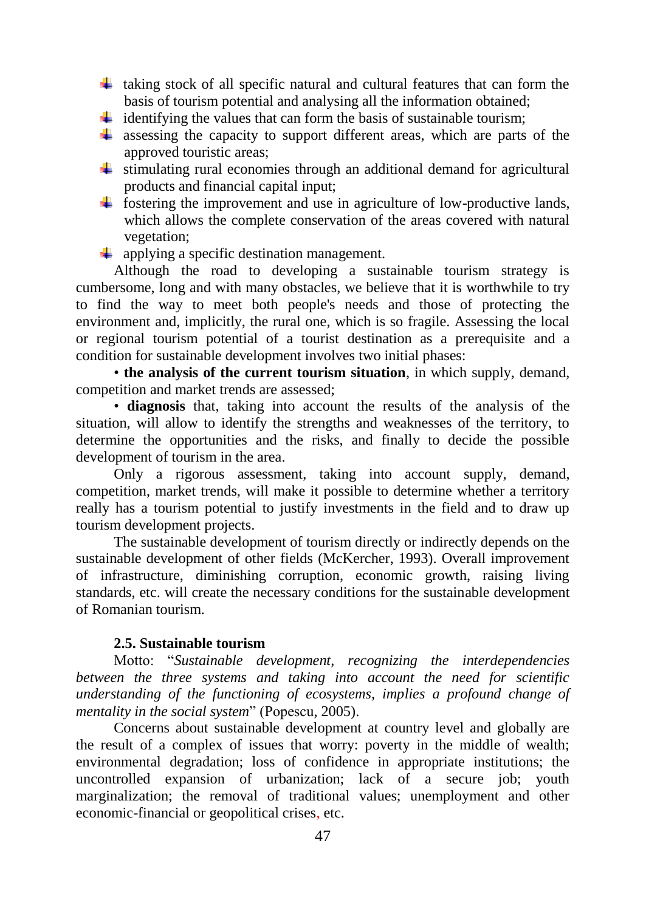- taking stock of all specific natural and cultural features that can form the basis of tourism potential and analysing all the information obtained;
- identifying the values that can form the basis of sustainable tourism;
- assessing the capacity to support different areas, which are parts of the approved touristic areas;
- stimulating rural economies through an additional demand for agricultural products and financial capital input;
- fostering the improvement and use in agriculture of low-productive lands, which allows the complete conservation of the areas covered with natural vegetation;
- applying a specific destination management.

Although the road to developing a sustainable tourism strategy is cumbersome, long and with many obstacles, we believe that it is worthwhile to try to find the way to meet both people's needs and those of protecting the environment and, implicitly, the rural one, which is so fragile. Assessing the local or regional tourism potential of a tourist destination as a prerequisite and a condition for sustainable development involves two initial phases:

• **the analysis of the current tourism situation**, in which supply, demand, competition and market trends are assessed;

• **diagnosis** that, taking into account the results of the analysis of the situation, will allow to identify the strengths and weaknesses of the territory, to determine the opportunities and the risks, and finally to decide the possible development of tourism in the area.

Only a rigorous assessment, taking into account supply, demand, competition, market trends, will make it possible to determine whether a territory really has a tourism potential to justify investments in the field and to draw up tourism development projects.

The sustainable development of tourism directly or indirectly depends on the sustainable development of other fields (McKercher, 1993). Overall improvement of infrastructure, diminishing corruption, economic growth, raising living standards, etc. will create the necessary conditions for the sustainable development of Romanian tourism.

### 2.5. Sustainable tourism

Motto: "*Sustainable development, recognizing the interdependencies between the three systems and taking into account the need for scientific understanding of the functioning of ecosystems, implies a profound change of mentality in the social system*" (Popescu, 2005).

Concerns about sustainable development at country level and globally are the result of a complex of issues that worry: poverty in the middle of wealth; environmental degradation; loss of confidence in appropriate institutions; the uncontrolled expansion of urbanization; lack of a secure job; youth marginalization; the removal of traditional values; unemployment and other economic-financial or geopolitical crises, etc.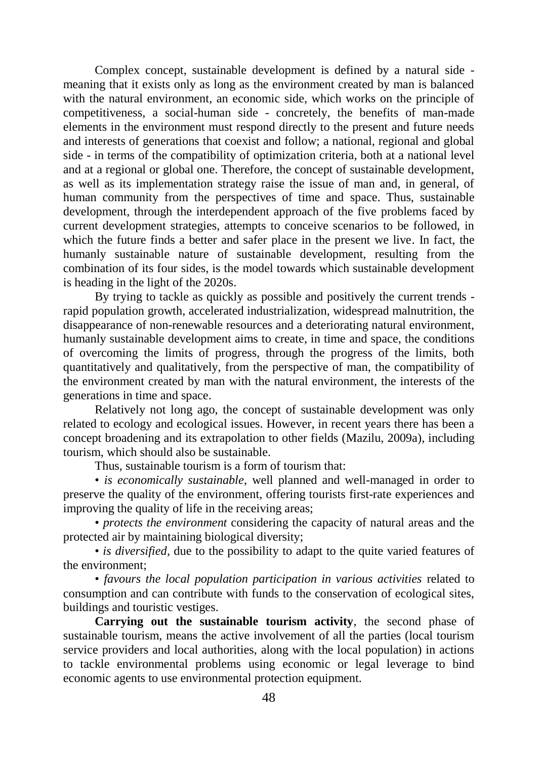Complex concept, sustainable development is defined by a natural side - meaning that it exists only as long as the environment created by man is balanced with the natural environment, an economic side, which works on the principle of competitiveness, a social-human side - concretely, the benefits of man-made elements in the environment must respond directly to the present and future needs and interests of generations that coexist and follow; a national, regional and global side - in terms of the compatibility of optimization criteria, both at a national level and at a regional or global one. Therefore, the concept of sustainable development, as well as its implementation strategy raise the issue of man and, in general, of human community from the perspectives of time and space. Thus, sustainable development, through the interdependent approach of the five problems faced by current development strategies, attempts to conceive scenarios to be followed, in which the future finds a better and safer place in the present we live. In fact, the humanly sustainable nature of sustainable development, resulting from the combination of its four sides, is the model towards which sustainable development is heading in the light of the 2020s.

By trying to tackle as quickly as possible and positively the current trends - rapid population growth, accelerated industrialization, widespread malnutrition, the disappearance of non-renewable resources and a deteriorating natural environment, humanly sustainable development aims to create, in time and space, the conditions of overcoming the limits of progress, through the progress of the limits, both quantitatively and qualitatively, from the perspective of man, the compatibility of the environment created by man with the natural environment, the interests of the generations in time and space.

Relatively not long ago, the concept of sustainable development was only related to ecology and ecological issues. However, in recent years there has been a concept broadening and its extrapolation to other fields (Mazilu, 2009a), including tourism, which should also be sustainable.

Thus, sustainable tourism is a form of tourism that:

• *is economically sustainable*, well planned and well-managed in order to preserve the quality of the environment, offering tourists first-rate experiences and improving the quality of life in the receiving areas;

• *protects the environment* considering the capacity of natural areas and the protected air by maintaining biological diversity;

• *is diversified*, due to the possibility to adapt to the quite varied features of the environment;

• *favours the local population participation in various activities* related to consumption and can contribute with funds to the conservation of ecological sites, buildings and touristic vestiges.

**Carrying out the sustainable tourism activity**, the second phase of sustainable tourism, means the active involvement of all the parties (local tourism service providers and local authorities, along with the local population) in actions to tackle environmental problems using economic or legal leverage to bind economic agents to use environmental protection equipment.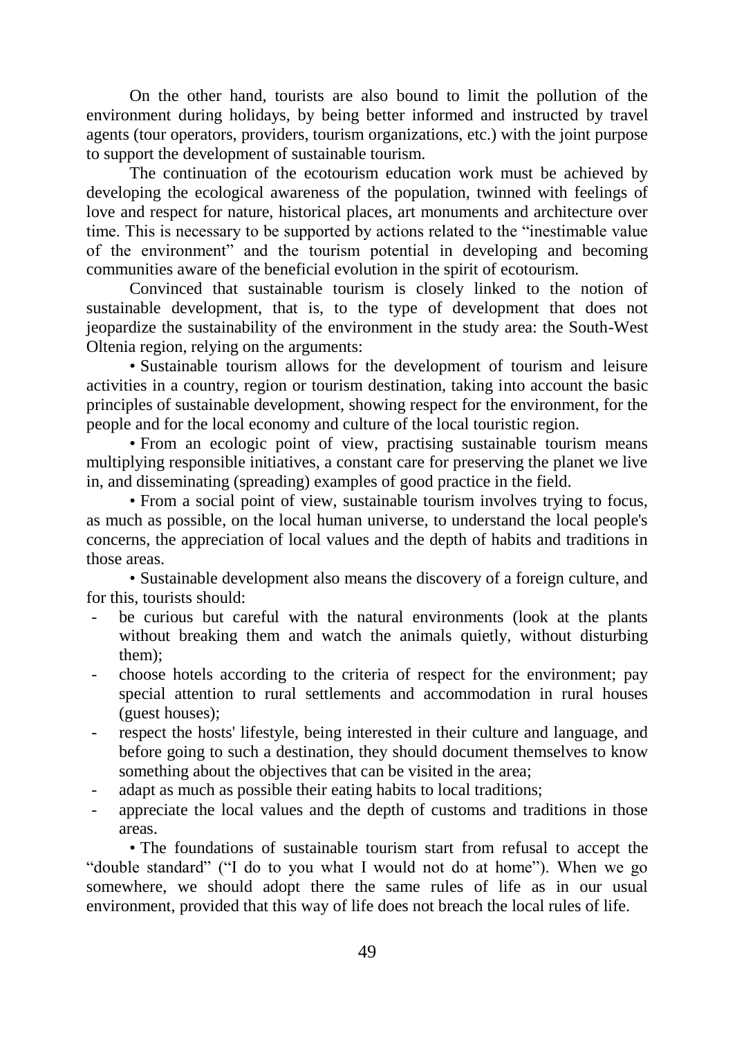On the other hand, tourists are also bound to limit the pollution of the environment during holidays, by being better informed and instructed by travel agents (tour operators, providers, tourism organizations, etc.) with the joint purpose to support the development of sustainable tourism.

The continuation of the ecotourism education work must be achieved by developing the ecological awareness of the population, twinned with feelings of love and respect for nature, historical places, art monuments and architecture over time. This is necessary to be supported by actions related to the "inestimable value of the environment" and the tourism potential in developing and becoming communities aware of the beneficial evolution in the spirit of ecotourism.

Convinced that sustainable tourism is closely linked to the notion of sustainable development, that is, to the type of development that does not jeopardize the sustainability of the environment in the study area: the South-West Oltenia region, relying on the arguments:

• Sustainable tourism allows for the development of tourism and leisure activities in a country, region or tourism destination, taking into account the basic principles of sustainable development, showing respect for the environment, for the people and for the local economy and culture of the local touristic region.

• From an ecologic point of view, practising sustainable tourism means multiplying responsible initiatives, a constant care for preserving the planet we live in, and disseminating (spreading) examples of good practice in the field.

• From a social point of view, sustainable tourism involves trying to focus, as much as possible, on the local human universe, to understand the local people's concerns, the appreciation of local values and the depth of habits and traditions in those areas.

• Sustainable development also means the discovery of a foreign culture, and for this, tourists should:

- be curious but careful with the natural environments (look at the plants without breaking them and watch the animals quietly, without disturbing them);
- choose hotels according to the criteria of respect for the environment; pay special attention to rural settlements and accommodation in rural houses (guest houses);
- respect the hosts' lifestyle, being interested in their culture and language, and before going to such a destination, they should document themselves to know something about the objectives that can be visited in the area;
- adapt as much as possible their eating habits to local traditions;
- appreciate the local values and the depth of customs and traditions in those areas.

• The foundations of sustainable tourism start from refusal to accept the "double standard" ("I do to you what I would not do at home"). When we go somewhere, we should adopt there the same rules of life as in our usual environment, provided that this way of life does not breach the local rules of life.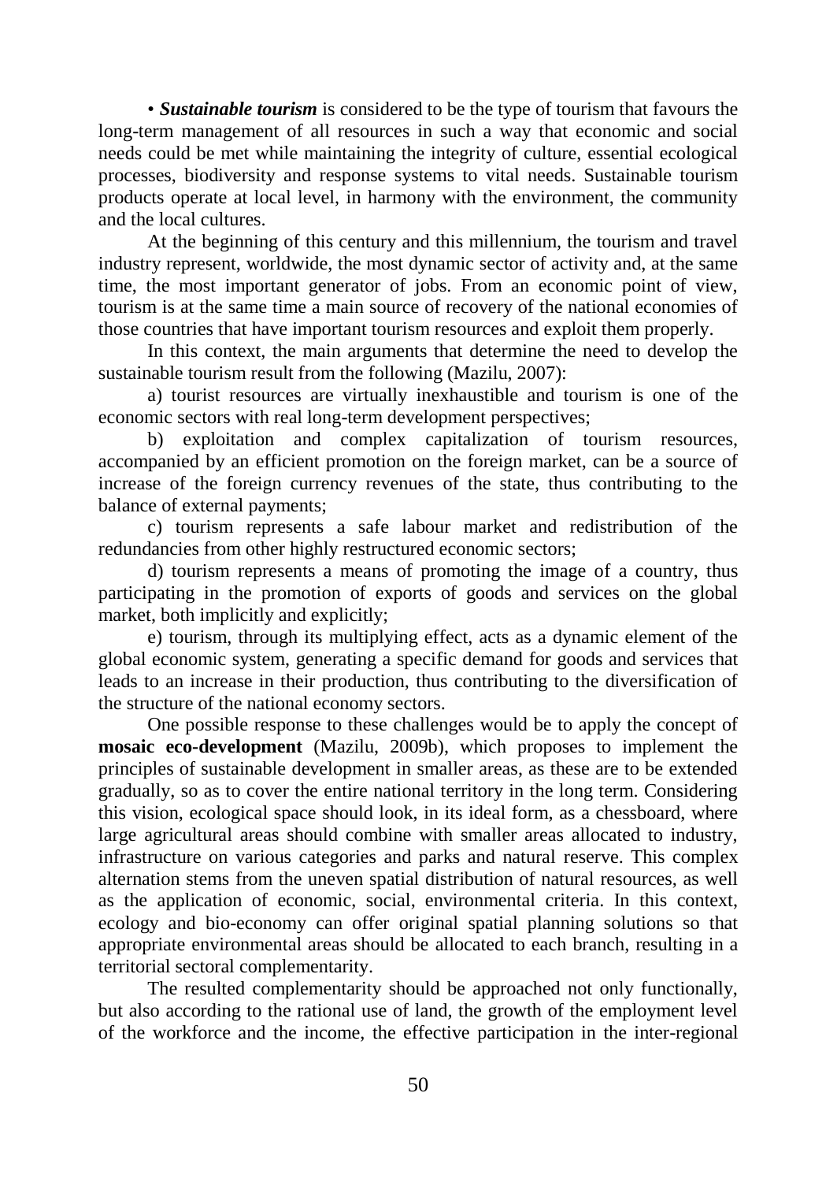• ***Sustainable tourism*** is considered to be the type of tourism that favours the long-term management of all resources in such a way that economic and social needs could be met while maintaining the integrity of culture, essential ecological processes, biodiversity and response systems to vital needs. Sustainable tourism products operate at local level, in harmony with the environment, the community and the local cultures.

At the beginning of this century and this millennium, the tourism and travel industry represent, worldwide, the most dynamic sector of activity and, at the same time, the most important generator of jobs. From an economic point of view, tourism is at the same time a main source of recovery of the national economies of those countries that have important tourism resources and exploit them properly.

In this context, the main arguments that determine the need to develop the sustainable tourism result from the following (Mazilu, 2007):

a) tourist resources are virtually inexhaustible and tourism is one of the economic sectors with real long-term development perspectives;

b) exploitation and complex capitalization of tourism resources, accompanied by an efficient promotion on the foreign market, can be a source of increase of the foreign currency revenues of the state, thus contributing to the balance of external payments;

c) tourism represents a safe labour market and redistribution of the redundancies from other highly restructured economic sectors;

d) tourism represents a means of promoting the image of a country, thus participating in the promotion of exports of goods and services on the global market, both implicitly and explicitly;

e) tourism, through its multiplying effect, acts as a dynamic element of the global economic system, generating a specific demand for goods and services that leads to an increase in their production, thus contributing to the diversification of the structure of the national economy sectors.

One possible response to these challenges would be to apply the concept of **mosaic eco-development** (Mazilu, 2009b), which proposes to implement the principles of sustainable development in smaller areas, as these are to be extended gradually, so as to cover the entire national territory in the long term. Considering this vision, ecological space should look, in its ideal form, as a chessboard, where large agricultural areas should combine with smaller areas allocated to industry, infrastructure on various categories and parks and natural reserve. This complex alternation stems from the uneven spatial distribution of natural resources, as well as the application of economic, social, environmental criteria. In this context, ecology and bio-economy can offer original spatial planning solutions so that appropriate environmental areas should be allocated to each branch, resulting in a territorial sectoral complementarity.

The resulted complementarity should be approached not only functionally, but also according to the rational use of land, the growth of the employment level of the workforce and the income, the effective participation in the inter-regional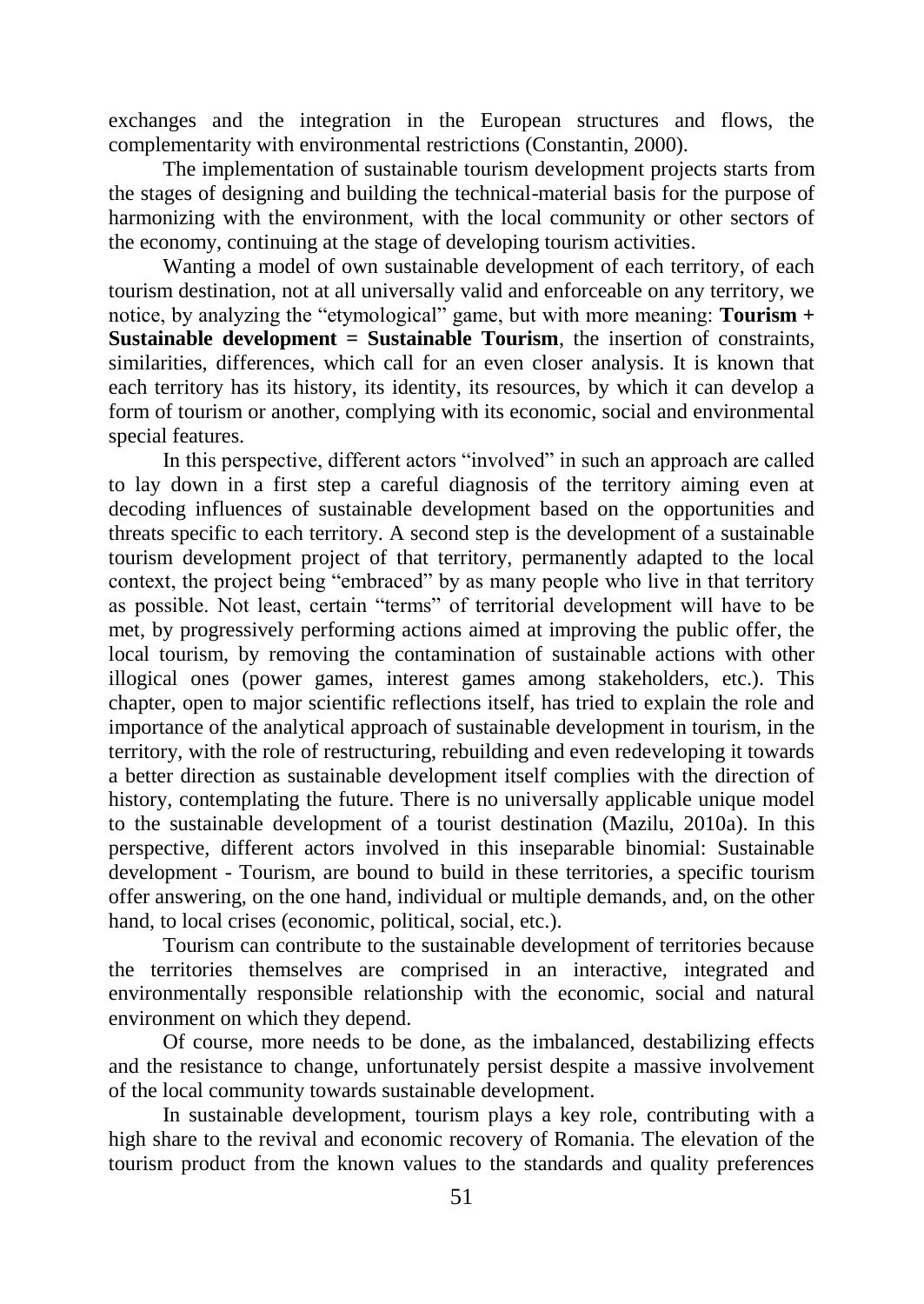exchanges and the integration in the European structures and flows, the complementarity with environmental restrictions (Constantin, 2000).

The implementation of sustainable tourism development projects starts from the stages of designing and building the technical-material basis for the purpose of harmonizing with the environment, with the local community or other sectors of the economy, continuing at the stage of developing tourism activities.

Wanting a model of own sustainable development of each territory, of each tourism destination, not at all universally valid and enforceable on any territory, we notice, by analyzing the "etymological" game, but with more meaning: **Tourism + Sustainable development = Sustainable Tourism**, the insertion of constraints, similarities, differences, which call for an even closer analysis. It is known that each territory has its history, its identity, its resources, by which it can develop a form of tourism or another, complying with its economic, social and environmental special features.

In this perspective, different actors "involved" in such an approach are called to lay down in a first step a careful diagnosis of the territory aiming even at decoding influences of sustainable development based on the opportunities and threats specific to each territory. A second step is the development of a sustainable tourism development project of that territory, permanently adapted to the local context, the project being "embraced" by as many people who live in that territory as possible. Not least, certain "terms" of territorial development will have to be met, by progressively performing actions aimed at improving the public offer, the local tourism, by removing the contamination of sustainable actions with other illogical ones (power games, interest games among stakeholders, etc.). This chapter, open to major scientific reflections itself, has tried to explain the role and importance of the analytical approach of sustainable development in tourism, in the territory, with the role of restructuring, rebuilding and even redeveloping it towards a better direction as sustainable development itself complies with the direction of history, contemplating the future. There is no universally applicable unique model to the sustainable development of a tourist destination (Mazilu, 2010a). In this perspective, different actors involved in this inseparable binomial: Sustainable development - Tourism, are bound to build in these territories, a specific tourism offer answering, on the one hand, individual or multiple demands, and, on the other hand, to local crises (economic, political, social, etc.).

Tourism can contribute to the sustainable development of territories because the territories themselves are comprised in an interactive, integrated and environmentally responsible relationship with the economic, social and natural environment on which they depend.

Of course, more needs to be done, as the imbalanced, destabilizing effects and the resistance to change, unfortunately persist despite a massive involvement of the local community towards sustainable development.

In sustainable development, tourism plays a key role, contributing with a high share to the revival and economic recovery of Romania. The elevation of the tourism product from the known values to the standards and quality preferences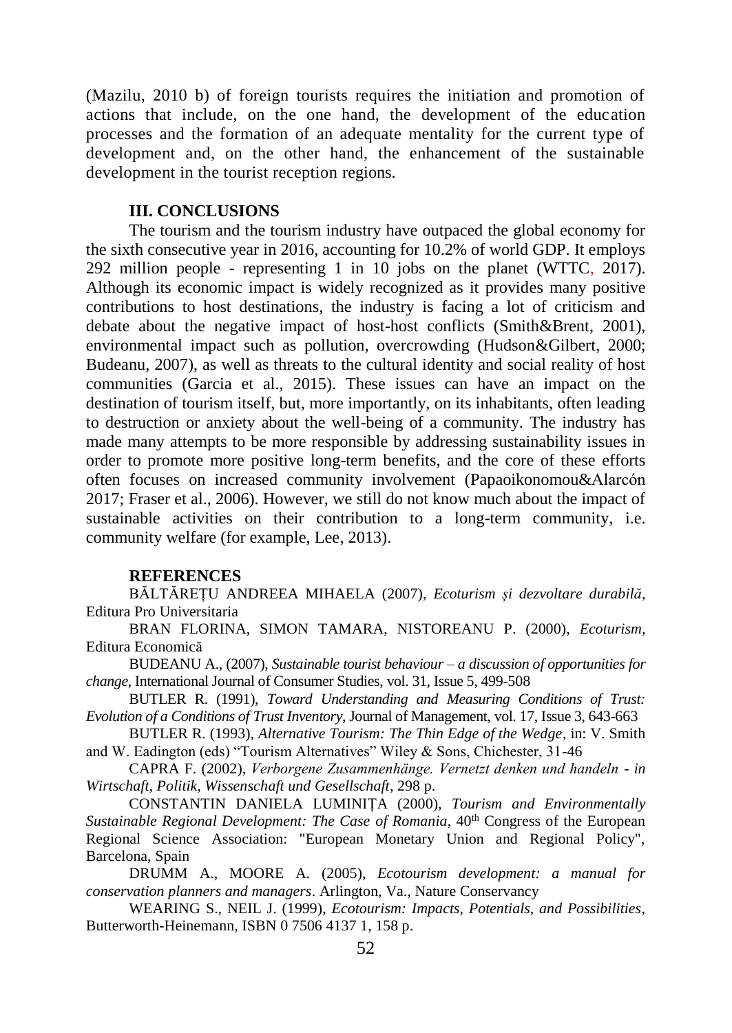(Mazilu, 2010 b) of foreign tourists requires the initiation and promotion of actions that include, on the one hand, the development of the education processes and the formation of an adequate mentality for the current type of development and, on the other hand, the enhancement of the sustainable development in the tourist reception regions.

## III. CONCLUSIONS

The tourism and the tourism industry have outpaced the global economy for the sixth consecutive year in 2016, accounting for 10.2% of world GDP. It employs 292 million people - representing 1 in 10 jobs on the planet (WTTC, 2017). Although its economic impact is widely recognized as it provides many positive contributions to host destinations, the industry is facing a lot of criticism and debate about the negative impact of host-host conflicts (Smith&Brent, 2001), environmental impact such as pollution, overcrowding (Hudson&Gilbert, 2000; Budeanu, 2007), as well as threats to the cultural identity and social reality of host communities (Garcia et al., 2015). These issues can have an impact on the destination of tourism itself, but, more importantly, on its inhabitants, often leading to destruction or anxiety about the well-being of a community. The industry has made many attempts to be more responsible by addressing sustainability issues in order to promote more positive long-term benefits, and the core of these efforts often focuses on increased community involvement (Papaoikonomou&Alarcón 2017; Fraser et al., 2006). However, we still do not know much about the impact of sustainable activities on their contribution to a long-term community, i.e. community welfare (for example, Lee, 2013).

## REFERENCES

BĂLTĂREȚU ANDREEA MIHAELA (2007), *Ecoturism și dezvoltare durabilă*, Editura Pro Universitaria

BRAN FLORINA, SIMON TAMARA, NISTOREANU P. (2000), *Ecoturism*, Editura Economică

BUDEANU A., (2007), *Sustainable tourist behaviour – a discussion of opportunities for change*, International Journal of Consumer Studies, vol. 31, Issue 5, 499-508

BUTLER R. (1991), *Toward Understanding and Measuring Conditions of Trust: Evolution of a Conditions of Trust Inventory*, Journal of Management, vol. 17, Issue 3, 643-663

BUTLER R. (1993), *Alternative Tourism: The Thin Edge of the Wedge*, in: V. Smith and W. Eadington (eds) "Tourism Alternatives" Wiley & Sons, Chichester, 31-46

CAPRA F. (2002), *Verborgene Zusammenhänge. Vernetzt denken und handeln - in Wirtschaft, Politik, Wissenschaft und Gesellschaft*, 298 p.

CONSTANTIN DANIELA LUMINIȚA (2000), *Tourism and Environmentally Sustainable Regional Development: The Case of Romania*, 40th Congress of the European Regional Science Association: "European Monetary Union and Regional Policy", Barcelona, Spain

DRUMM A., MOORE A. (2005), *Ecotourism development: a manual for conservation planners and managers*. Arlington, Va., Nature Conservancy

WEARING S., NEIL J. (1999), *Ecotourism: Impacts, Potentials, and Possibilities*, Butterworth-Heinemann, ISBN 0 7506 4137 1, 158 p.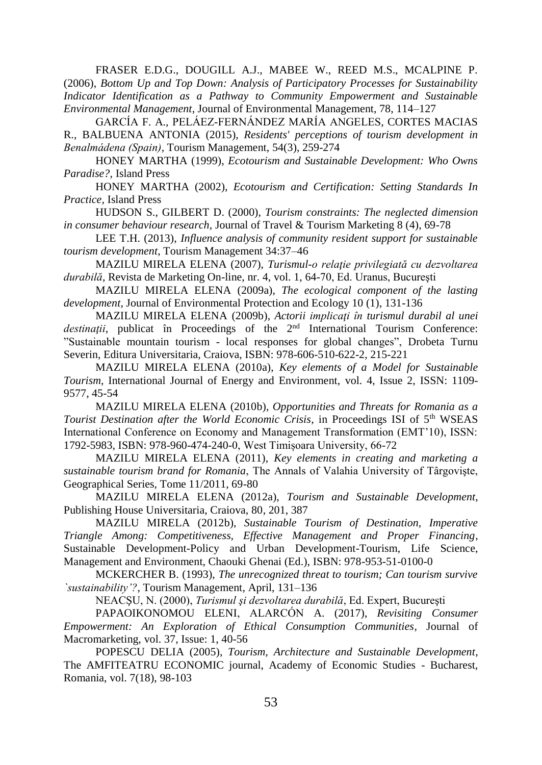FRASER E.D.G., DOUGILL A.J., MABEE W., REED M.S., MCALPINE P. (2006), *Bottom Up and Top Down: Analysis of Participatory Processes for Sustainability Indicator Identification as a Pathway to Community Empowerment and Sustainable Environmental Management*, Journal of Environmental Management, 78, 114–127

GARCÍA F. A., PELÁEZ-FERNÁNDEZ MARÍA ANGELES, CORTES MACIAS R., BALBUENA ANTONIA (2015), *Residents' perceptions of tourism development in Benalmádena (Spain)*, Tourism Management, 54(3), 259-274

HONEY MARTHA (1999), *Ecotourism and Sustainable Development: Who Owns Paradise?*, Island Press

HONEY MARTHA (2002), *Ecotourism and Certification: Setting Standards In Practice*, Island Press

HUDSON S., GILBERT D. (2000), *Tourism constraints: The neglected dimension in consumer behaviour research*, Journal of Travel & Tourism Marketing 8 (4), 69-78

LEE T.H. (2013), *Influence analysis of community resident support for sustainable tourism development,* Tourism Management 34:37–46

MAZILU MIRELA ELENA (2007), *Turismul-o relaţie privilegiată cu dezvoltarea durabilă*, Revista de Marketing On-line, nr. 4, vol. 1, 64-70, Ed. Uranus, Bucureşti

MAZILU MIRELA ELENA (2009a), *The ecological component of the lasting development*, Journal of Environmental Protection and Ecology 10 (1), 131-136

MAZILU MIRELA ELENA (2009b), *Actorii implicaţi în turismul durabil al unei destinaţii*, publicat în Proceedings of the 2nd International Tourism Conference: "Sustainable mountain tourism - local responses for global changes", Drobeta Turnu Severin, Editura Universitaria, Craiova, ISBN: 978-606-510-622-2, 215-221

MAZILU MIRELA ELENA (2010a), *Key elements of a Model for Sustainable Tourism*, International Journal of Energy and Environment, vol. 4, Issue 2, ISSN: 1109-9577, 45-54

MAZILU MIRELA ELENA (2010b), *Opportunities and Threats for Romania as a Tourist Destination after the World Economic Crisis*, in Proceedings ISI of 5th WSEAS International Conference on Economy and Management Transformation (EMT'10), ISSN: 1792-5983, ISBN: 978-960-474-240-0, West Timişoara University, 66-72

MAZILU MIRELA ELENA (2011), *Key elements in creating and marketing a sustainable tourism brand for Romania*, The Annals of Valahia University of Târgovişte, Geographical Series, Tome 11/2011, 69-80

MAZILU MIRELA ELENA (2012a), *Tourism and Sustainable Development*, Publishing House Universitaria, Craiova, 80, 201, 387

MAZILU MIRELA (2012b), *Sustainable Tourism of Destination, Imperative Triangle Among: Competitiveness, Effective Management and Proper Financing*, Sustainable Development-Policy and Urban Development-Tourism, Life Science, Management and Environment, Chaouki Ghenai (Ed.), ISBN: 978-953-51-0100-0

MCKERCHER B. (1993), *The unrecognized threat to tourism; Can tourism survive `sustainability'?*, Tourism Management, April, 131–136

NEACŞU, N. (2000), *Turismul şi dezvoltarea durabilă*, Ed. Expert, Bucureşti

PAPAOIKONOMOU ELENI, ALARCÓN A. (2017), *Revisiting Consumer Empowerment: An Exploration of Ethical Consumption Communities*, Journal of Macromarketing, vol. 37, Issue: 1, 40-56

POPESCU DELIA (2005), *Tourism, Architecture and Sustainable Development*, The AMFITEATRU ECONOMIC journal, Academy of Economic Studies - Bucharest, Romania, vol. 7(18), 98-103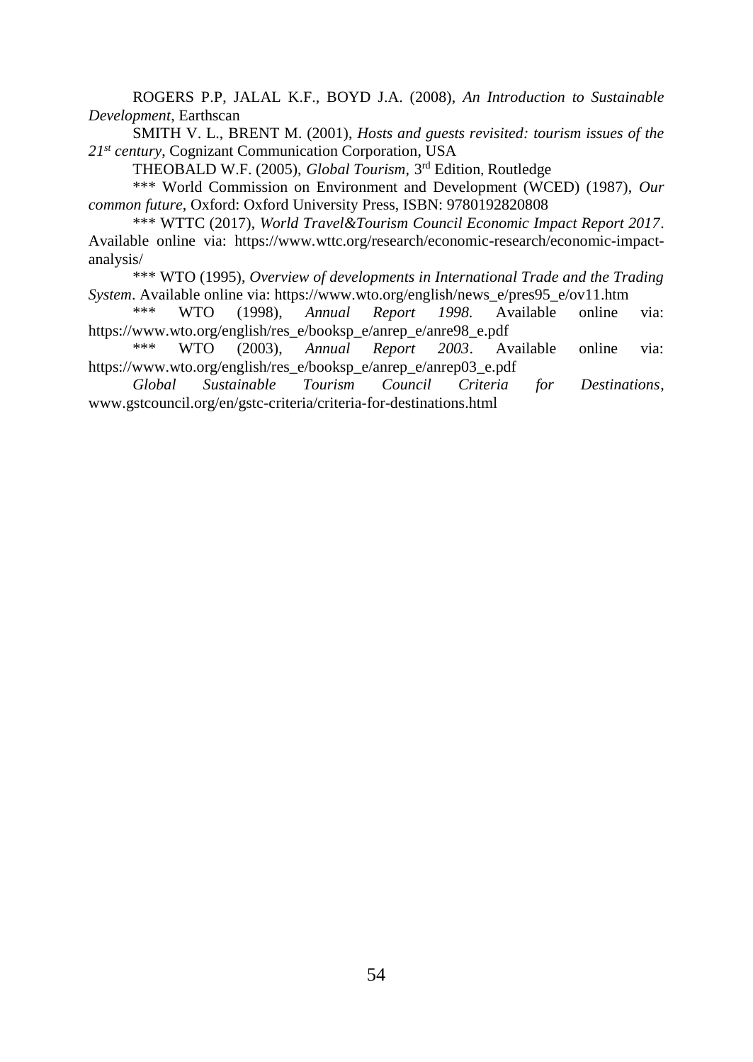ROGERS P.P, JALAL K.F., BOYD J.A. (2008), *An Introduction to Sustainable Development*, Earthscan

SMITH V. L., BRENT M. (2001), *Hosts and guests revisited: tourism issues of the 21st century*, Cognizant Communication Corporation, USA

THEOBALD W.F. (2005), *Global Tourism*, 3rd Edition, Routledge

*** World Commission on Environment and Development (WCED) (1987), *Our common future*, Oxford: Oxford University Press, ISBN: 9780192820808

*** WTTC (2017), *World Travel&Tourism Council Economic Impact Report 2017*. Available online via: https://www.wttc.org/research/economic-research/economic-impact-analysis/

*** WTO (1995), *Overview of developments in International Trade and the Trading System*. Available online via: https://www.wto.org/english/news_e/pres95_e/ov11.htm

*** WTO (1998), *Annual Report 1998.* Available online via: https://www.wto.org/english/res_e/booksp_e/anrep_e/anre98_e.pdf

*** WTO (2003), *Annual Report 2003*. Available online via: https://www.wto.org/english/res_e/booksp_e/anrep_e/anrep03_e.pdf

*Global Sustainable Tourism Council Criteria for Destinations*, www.gstcouncil.org/en/gstc-criteria/criteria-for-destinations.html